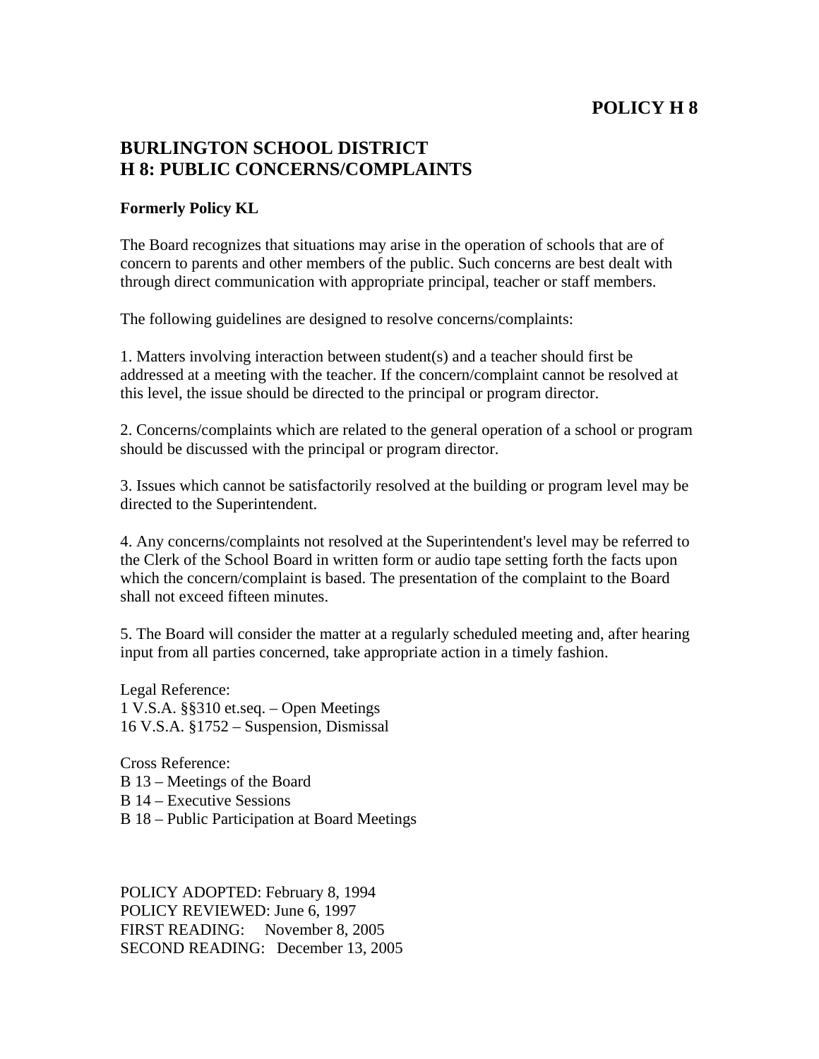**POLICY H 8**

# BURLINGTON SCHOOL DISTRICT
# H 8: PUBLIC CONCERNS/COMPLAINTS

**Formerly Policy KL**

The Board recognizes that situations may arise in the operation of schools that are of concern to parents and other members of the public. Such concerns are best dealt with through direct communication with appropriate principal, teacher or staff members.

The following guidelines are designed to resolve concerns/complaints:

1. Matters involving interaction between student(s) and a teacher should first be addressed at a meeting with the teacher. If the concern/complaint cannot be resolved at this level, the issue should be directed to the principal or program director.

2. Concerns/complaints which are related to the general operation of a school or program should be discussed with the principal or program director.

3. Issues which cannot be satisfactorily resolved at the building or program level may be directed to the Superintendent.

4. Any concerns/complaints not resolved at the Superintendent's level may be referred to the Clerk of the School Board in written form or audio tape setting forth the facts upon which the concern/complaint is based. The presentation of the complaint to the Board shall not exceed fifteen minutes.

5. The Board will consider the matter at a regularly scheduled meeting and, after hearing input from all parties concerned, take appropriate action in a timely fashion.

Legal Reference:
1 V.S.A. §§310 et.seq. – Open Meetings
16 V.S.A. §1752 – Suspension, Dismissal

Cross Reference:
B 13 – Meetings of the Board
B 14 – Executive Sessions
B 18 – Public Participation at Board Meetings

POLICY ADOPTED: February 8, 1994
POLICY REVIEWED: June 6, 1997
FIRST READING: November 8, 2005
SECOND READING: December 13, 2005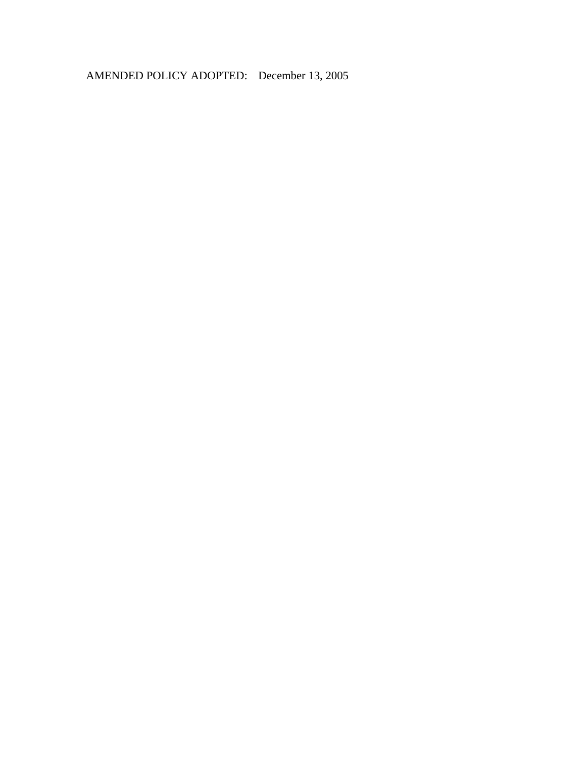AMENDED POLICY ADOPTED: December 13, 2005